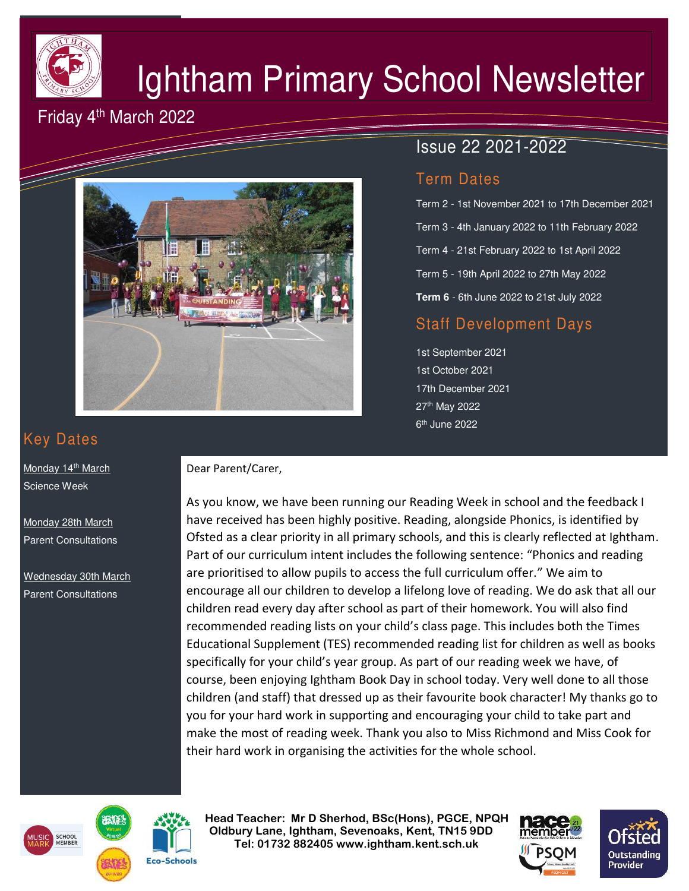# Ightham Primary School Newsletter

Friday 4th March 2022

Issue 22 2021-2022

## Term Dates

Term 2 - 1st November 2021 to 17th December 2021

Term 3 - 4th January 2022 to 11th February 2022

Term 4 - 21st February 2022 to 1st April 2022

Term 5 - 19th April 2022 to 27th May 2022

**Term 6** - 6th June 2022 to 21st July 2022

## Staff Development Days

1st September 2021
1st October 2021
17th December 2021
27th May 2022
6th June 2022

## Key Dates

Monday 14th March
Science Week

Monday 28th March
Parent Consultations

Wednesday 30th March
Parent Consultations

Dear Parent/Carer,

As you know, we have been running our Reading Week in school and the feedback I have received has been highly positive. Reading, alongside Phonics, is identified by Ofsted as a clear priority in all primary schools, and this is clearly reflected at Ightham. Part of our curriculum intent includes the following sentence: "Phonics and reading are prioritised to allow pupils to access the full curriculum offer." We aim to encourage all our children to develop a lifelong love of reading. We do ask that all our children read every day after school as part of their homework. You will also find recommended reading lists on your child's class page. This includes both the Times Educational Supplement (TES) recommended reading list for children as well as books specifically for your child's year group. As part of our reading week we have, of course, been enjoying Ightham Book Day in school today. Very well done to all those children (and staff) that dressed up as their favourite book character! My thanks go to you for your hard work in supporting and encouraging your child to take part and make the most of reading week. Thank you also to Miss Richmond and Miss Cook for their hard work in organising the activities for the whole school.

**Head Teacher: Mr D Sherhod, BSc(Hons), PGCE, NPQH**
**Oldbury Lane, Ightham, Sevenoaks, Kent, TN15 9DD**
**Tel: 01732 882405 www.ightham.kent.sch.uk**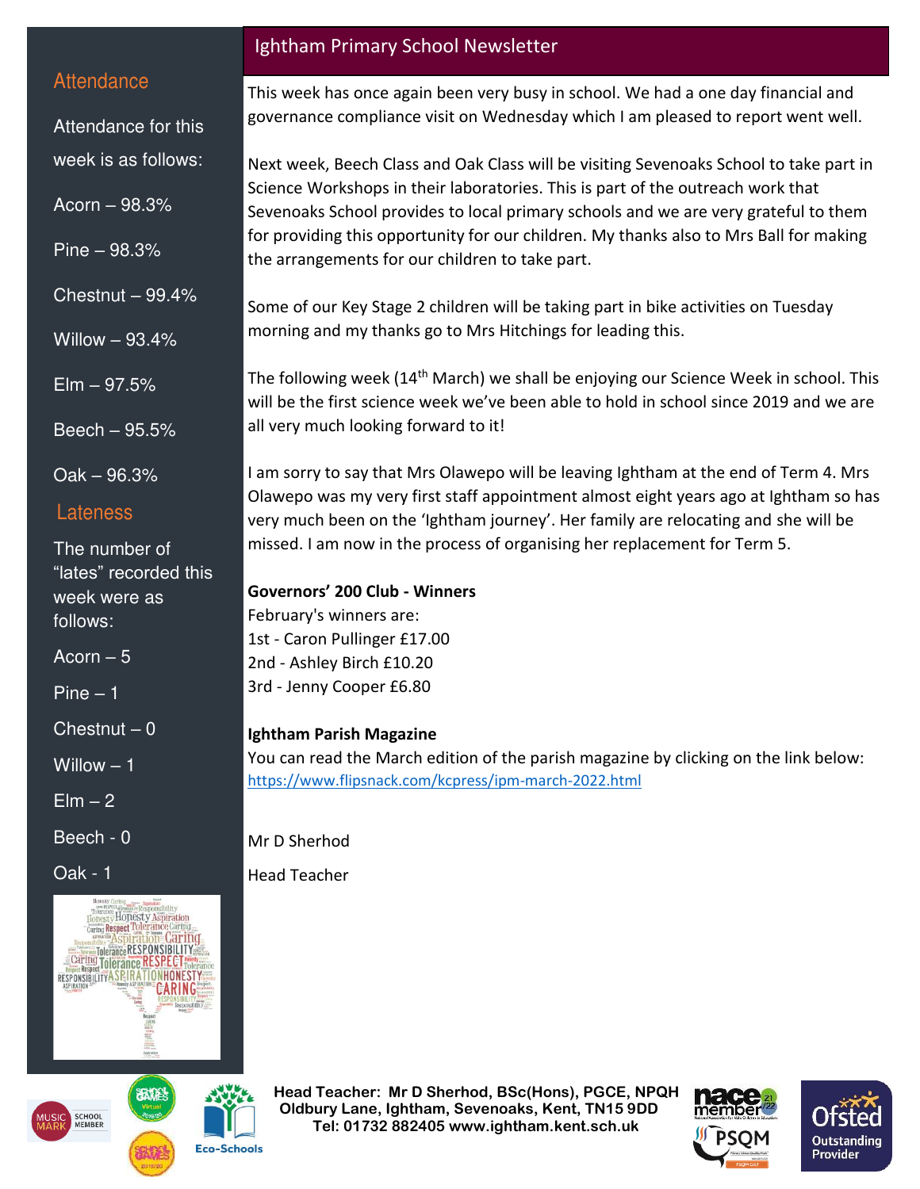# Ightham Primary School Newsletter

This week has once again been very busy in school. We had a one day financial and governance compliance visit on Wednesday which I am pleased to report went well.

Next week, Beech Class and Oak Class will be visiting Sevenoaks School to take part in Science Workshops in their laboratories. This is part of the outreach work that Sevenoaks School provides to local primary schools and we are very grateful to them for providing this opportunity for our children. My thanks also to Mrs Ball for making the arrangements for our children to take part.

Some of our Key Stage 2 children will be taking part in bike activities on Tuesday morning and my thanks go to Mrs Hitchings for leading this.

The following week (14th March) we shall be enjoying our Science Week in school. This will be the first science week we've been able to hold in school since 2019 and we are all very much looking forward to it!

I am sorry to say that Mrs Olawepo will be leaving Ightham at the end of Term 4. Mrs Olawepo was my very first staff appointment almost eight years ago at Ightham so has very much been on the 'Ightham journey'. Her family are relocating and she will be missed. I am now in the process of organising her replacement for Term 5.

**Governors' 200 Club - Winners**

February's winners are:
1st - Caron Pullinger £17.00
2nd - Ashley Birch £10.20
3rd - Jenny Cooper £6.80

**Ightham Parish Magazine**

You can read the March edition of the parish magazine by clicking on the link below:
https://www.flipsnack.com/kcpress/ipm-march-2022.html

Mr D Sherhod

Head Teacher

## Attendance

Attendance for this week is as follows:

Acorn – 98.3%

Pine – 98.3%

Chestnut – 99.4%

Willow – 93.4%

Elm – 97.5%

Beech – 95.5%

Oak – 96.3%

## Lateness

The number of "lates" recorded this week were as follows:

Acorn – 5

Pine – 1

Chestnut – 0

Willow – 1

Elm – 2

Beech - 0

Oak - 1

**Head Teacher: Mr D Sherhod, BSc(Hons), PGCE, NPQH**
**Oldbury Lane, Ightham, Sevenoaks, Kent, TN15 9DD**
**Tel: 01732 882405 www.ightham.kent.sch.uk**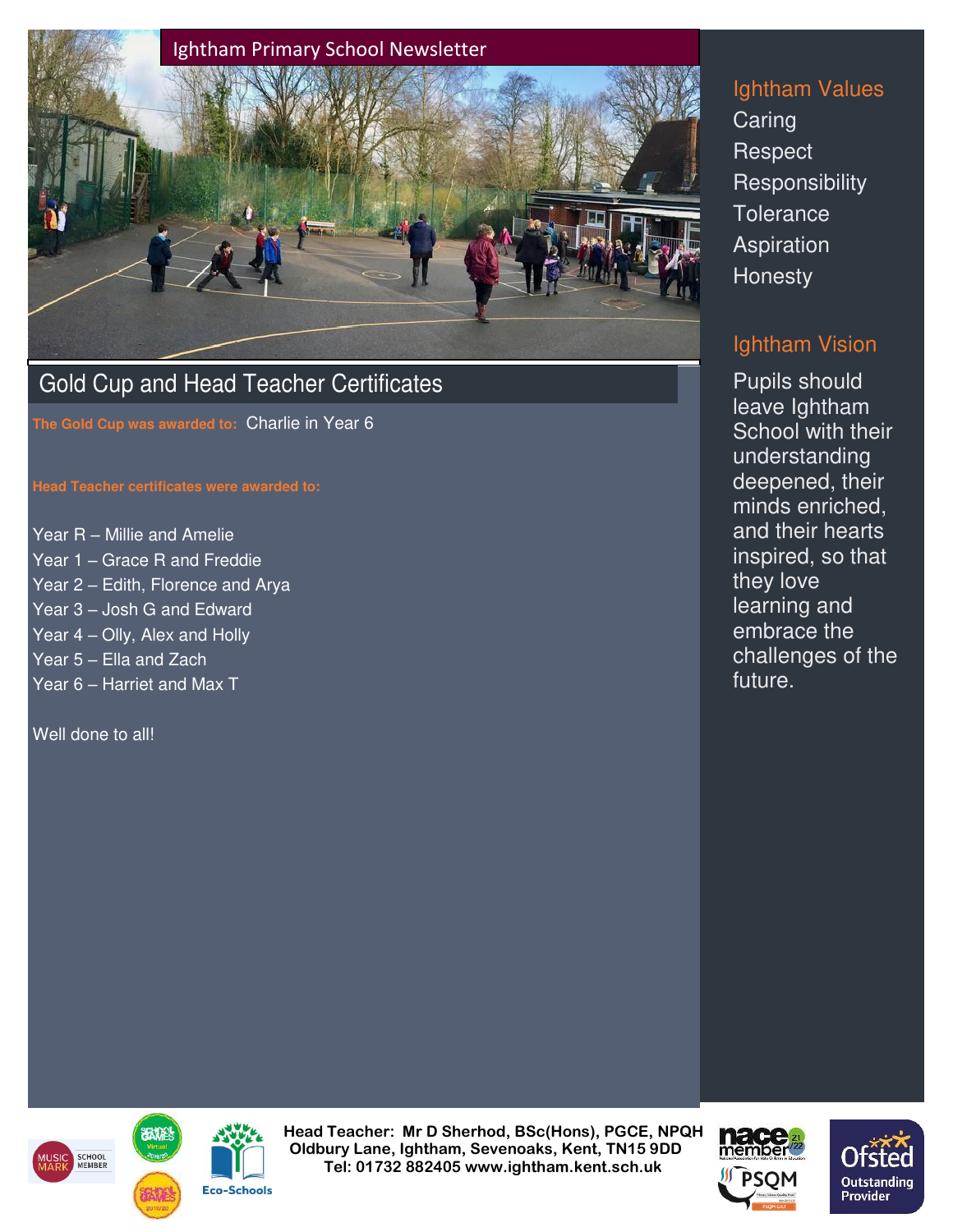Ightham Primary School Newsletter

## Gold Cup and Head Teacher Certificates

**The Gold Cup was awarded to:** Charlie in Year 6

**Head Teacher certificates were awarded to:**

Year R – Millie and Amelie
Year 1 – Grace R and Freddie
Year 2 – Edith, Florence and Arya
Year 3 – Josh G and Edward
Year 4 – Olly, Alex and Holly
Year 5 – Ella and Zach
Year 6 – Harriet and Max T

Well done to all!

## Ightham Values

Caring
Respect
Responsibility
Tolerance
Aspiration
Honesty

## Ightham Vision

Pupils should leave Ightham School with their understanding deepened, their minds enriched, and their hearts inspired, so that they love learning and embrace the challenges of the future.

**Head Teacher: Mr D Sherhod, BSc(Hons), PGCE, NPQH**
**Oldbury Lane, Ightham, Sevenoaks, Kent, TN15 9DD**
**Tel: 01732 882405 www.ightham.kent.sch.uk**